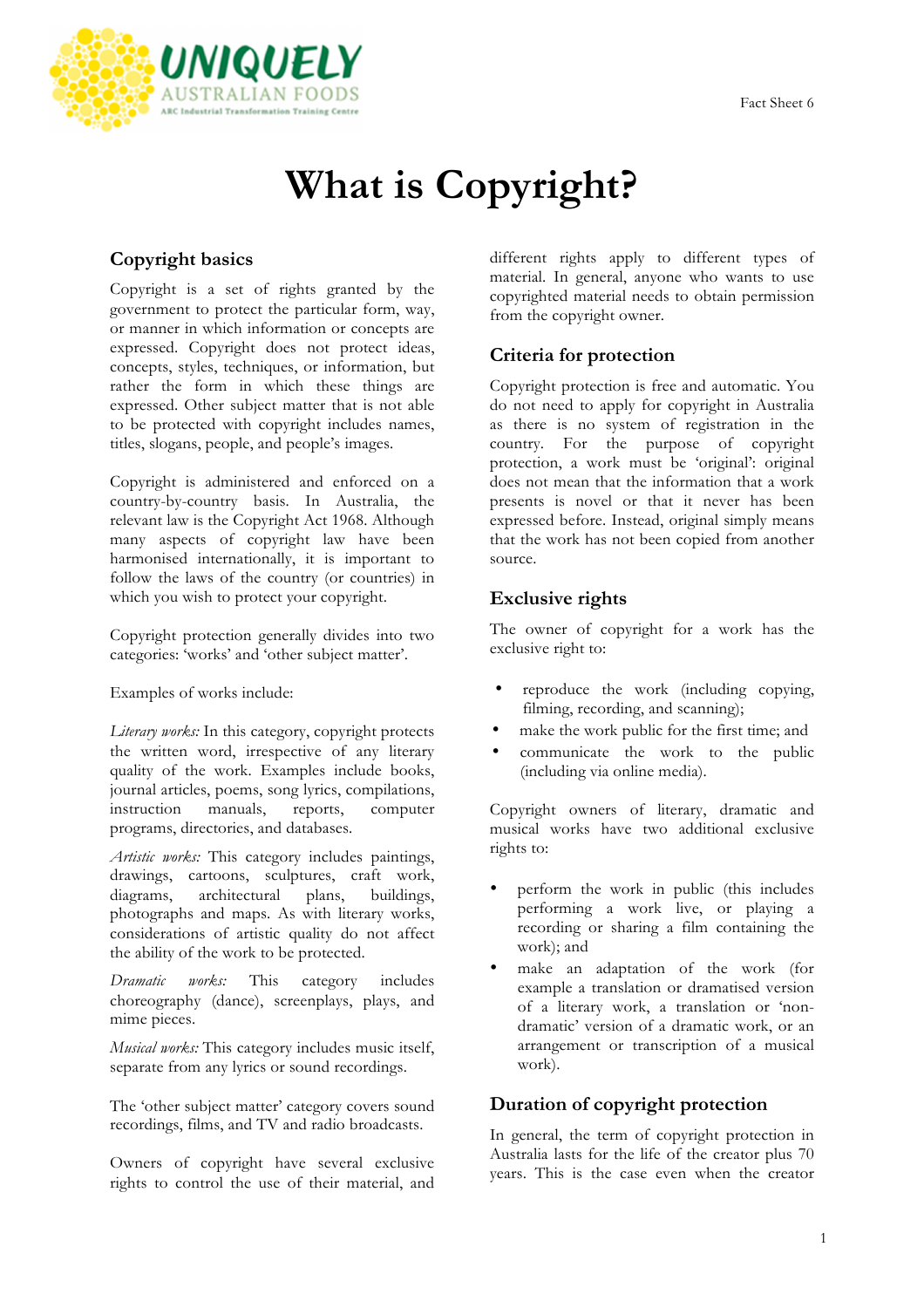# What is Copyright?

## Copyright basics

Copyright is a set of rights granted by the government to protect the particular form, way, or manner in which information or concepts are expressed. Copyright does not protect ideas, concepts, styles, techniques, or information, but rather the form in which these things are expressed. Other subject matter that is not able to be protected with copyright includes names, titles, slogans, people, and people's images.

Copyright is administered and enforced on a country-by-country basis. In Australia, the relevant law is the Copyright Act 1968. Although many aspects of copyright law have been harmonised internationally, it is important to follow the laws of the country (or countries) in which you wish to protect your copyright.

Copyright protection generally divides into two categories: 'works' and 'other subject matter'.

Examples of works include:

*Literary works:* In this category, copyright protects the written word, irrespective of any literary quality of the work. Examples include books, journal articles, poems, song lyrics, compilations, instruction manuals, reports, computer programs, directories, and databases.

*Artistic works:* This category includes paintings, drawings, cartoons, sculptures, craft work, diagrams, architectural plans, buildings, photographs and maps. As with literary works, considerations of artistic quality do not affect the ability of the work to be protected.

*Dramatic works:* This category includes choreography (dance), screenplays, plays, and mime pieces.

*Musical works:* This category includes music itself, separate from any lyrics or sound recordings.

The 'other subject matter' category covers sound recordings, films, and TV and radio broadcasts.

Owners of copyright have several exclusive rights to control the use of their material, and different rights apply to different types of material. In general, anyone who wants to use copyrighted material needs to obtain permission from the copyright owner.

## Criteria for protection

Copyright protection is free and automatic. You do not need to apply for copyright in Australia as there is no system of registration in the country. For the purpose of copyright protection, a work must be 'original': original does not mean that the information that a work presents is novel or that it never has been expressed before. Instead, original simply means that the work has not been copied from another source.

## Exclusive rights

The owner of copyright for a work has the exclusive right to:

- reproduce the work (including copying, filming, recording, and scanning);
- make the work public for the first time; and
- communicate the work to the public (including via online media).

Copyright owners of literary, dramatic and musical works have two additional exclusive rights to:

- perform the work in public (this includes performing a work live, or playing a recording or sharing a film containing the work); and
- make an adaptation of the work (for example a translation or dramatised version of a literary work, a translation or 'non-dramatic' version of a dramatic work, or an arrangement or transcription of a musical work).

## Duration of copyright protection

In general, the term of copyright protection in Australia lasts for the life of the creator plus 70 years. This is the case even when the creator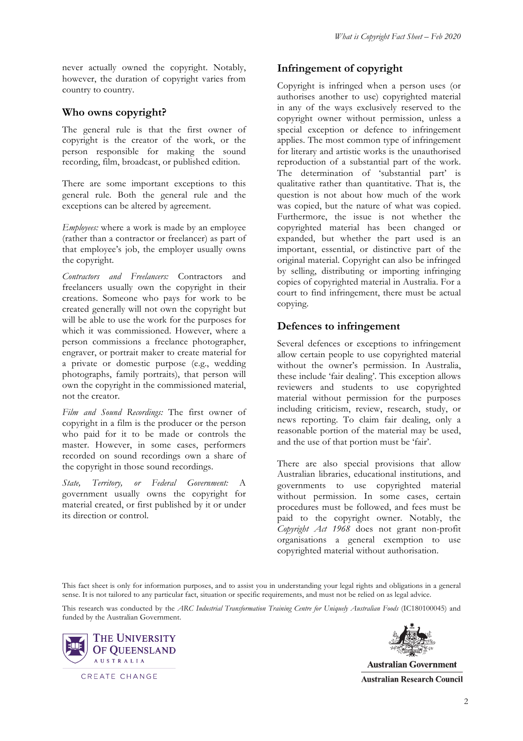never actually owned the copyright. Notably, however, the duration of copyright varies from country to country.

## Who owns copyright?

The general rule is that the first owner of copyright is the creator of the work, or the person responsible for making the sound recording, film, broadcast, or published edition.

There are some important exceptions to this general rule. Both the general rule and the exceptions can be altered by agreement.

*Employees:* where a work is made by an employee (rather than a contractor or freelancer) as part of that employee's job, the employer usually owns the copyright.

*Contractors and Freelancers:* Contractors and freelancers usually own the copyright in their creations. Someone who pays for work to be created generally will not own the copyright but will be able to use the work for the purposes for which it was commissioned. However, where a person commissions a freelance photographer, engraver, or portrait maker to create material for a private or domestic purpose (e.g., wedding photographs, family portraits), that person will own the copyright in the commissioned material, not the creator.

*Film and Sound Recordings:* The first owner of copyright in a film is the producer or the person who paid for it to be made or controls the master. However, in some cases, performers recorded on sound recordings own a share of the copyright in those sound recordings.

*State, Territory, or Federal Government:* A government usually owns the copyright for material created, or first published by it or under its direction or control.

## Infringement of copyright

Copyright is infringed when a person uses (or authorises another to use) copyrighted material in any of the ways exclusively reserved to the copyright owner without permission, unless a special exception or defence to infringement applies. The most common type of infringement for literary and artistic works is the unauthorised reproduction of a substantial part of the work. The determination of 'substantial part' is qualitative rather than quantitative. That is, the question is not about how much of the work was copied, but the nature of what was copied. Furthermore, the issue is not whether the copyrighted material has been changed or expanded, but whether the part used is an important, essential, or distinctive part of the original material. Copyright can also be infringed by selling, distributing or importing infringing copies of copyrighted material in Australia. For a court to find infringement, there must be actual copying.

## Defences to infringement

Several defences or exceptions to infringement allow certain people to use copyrighted material without the owner's permission. In Australia, these include 'fair dealing'. This exception allows reviewers and students to use copyrighted material without permission for the purposes including criticism, review, research, study, or news reporting. To claim fair dealing, only a reasonable portion of the material may be used, and the use of that portion must be 'fair'.

There are also special provisions that allow Australian libraries, educational institutions, and governments to use copyrighted material without permission. In some cases, certain procedures must be followed, and fees must be paid to the copyright owner. Notably, the *Copyright Act 1968* does not grant non-profit organisations a general exemption to use copyrighted material without authorisation.

This fact sheet is only for information purposes, and to assist you in understanding your legal rights and obligations in a general sense. It is not tailored to any particular fact, situation or specific requirements, and must not be relied on as legal advice.

This research was conducted by the *ARC Industrial Transformation Training Centre for Uniquely Australian Foods* (IC180100045) and funded by the Australian Government.

THE UNIVERSITY OF QUEENSLAND AUSTRALIA

CREATE CHANGE

Australian Government

Australian Research Council